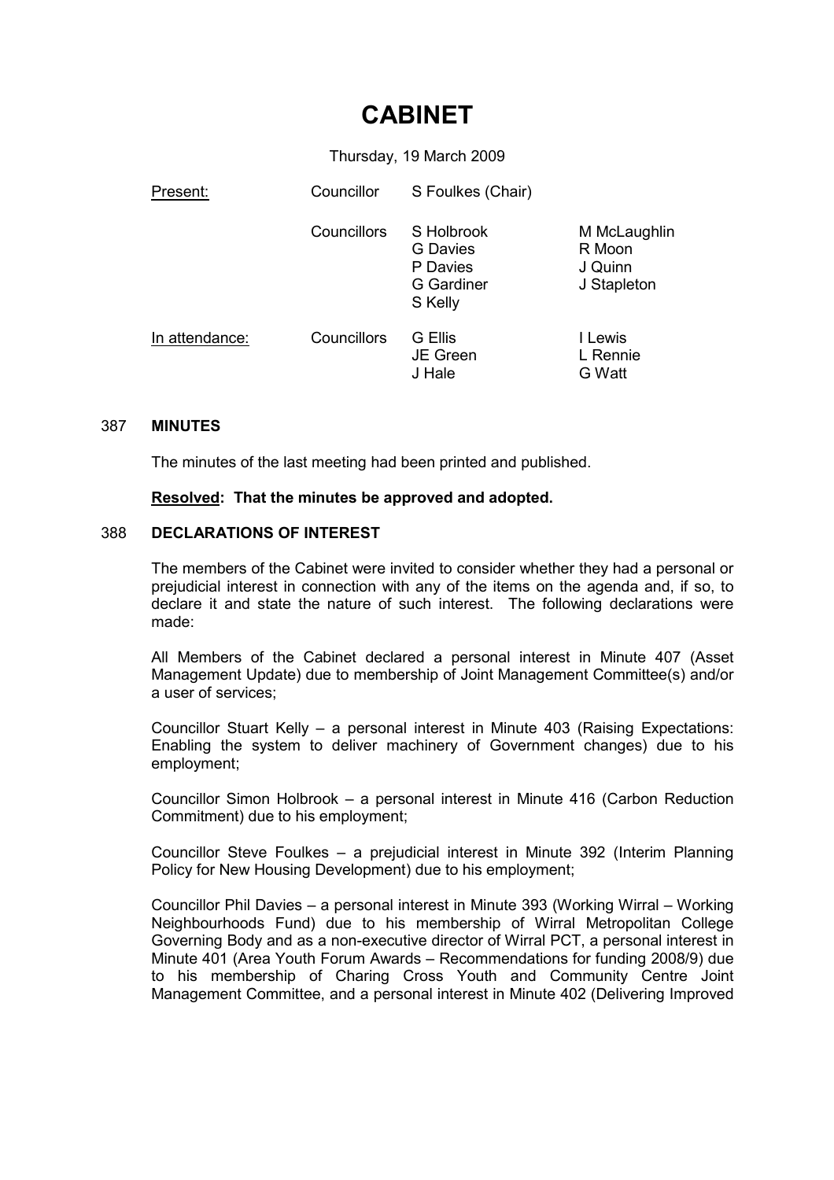# CABINET

Thursday, 19 March 2009

| | | | |
|---|---|---|---|
| Present: | Councillor | S Foulkes (Chair) | |
| | Councillors | S Holbrook<br>G Davies<br>P Davies<br>G Gardiner<br>S Kelly | M McLaughlin<br>R Moon<br>J Quinn<br>J Stapleton |
| In attendance: | Councillors | G Ellis<br>JE Green<br>J Hale | I Lewis<br>L Rennie<br>G Watt |

## 387 MINUTES

The minutes of the last meeting had been printed and published.

**Resolved: That the minutes be approved and adopted.**

## 388 DECLARATIONS OF INTEREST

The members of the Cabinet were invited to consider whether they had a personal or prejudicial interest in connection with any of the items on the agenda and, if so, to declare it and state the nature of such interest. The following declarations were made:

All Members of the Cabinet declared a personal interest in Minute 407 (Asset Management Update) due to membership of Joint Management Committee(s) and/or a user of services;

Councillor Stuart Kelly – a personal interest in Minute 403 (Raising Expectations: Enabling the system to deliver machinery of Government changes) due to his employment;

Councillor Simon Holbrook – a personal interest in Minute 416 (Carbon Reduction Commitment) due to his employment;

Councillor Steve Foulkes – a prejudicial interest in Minute 392 (Interim Planning Policy for New Housing Development) due to his employment;

Councillor Phil Davies – a personal interest in Minute 393 (Working Wirral – Working Neighbourhoods Fund) due to his membership of Wirral Metropolitan College Governing Body and as a non-executive director of Wirral PCT, a personal interest in Minute 401 (Area Youth Forum Awards – Recommendations for funding 2008/9) due to his membership of Charing Cross Youth and Community Centre Joint Management Committee, and a personal interest in Minute 402 (Delivering Improved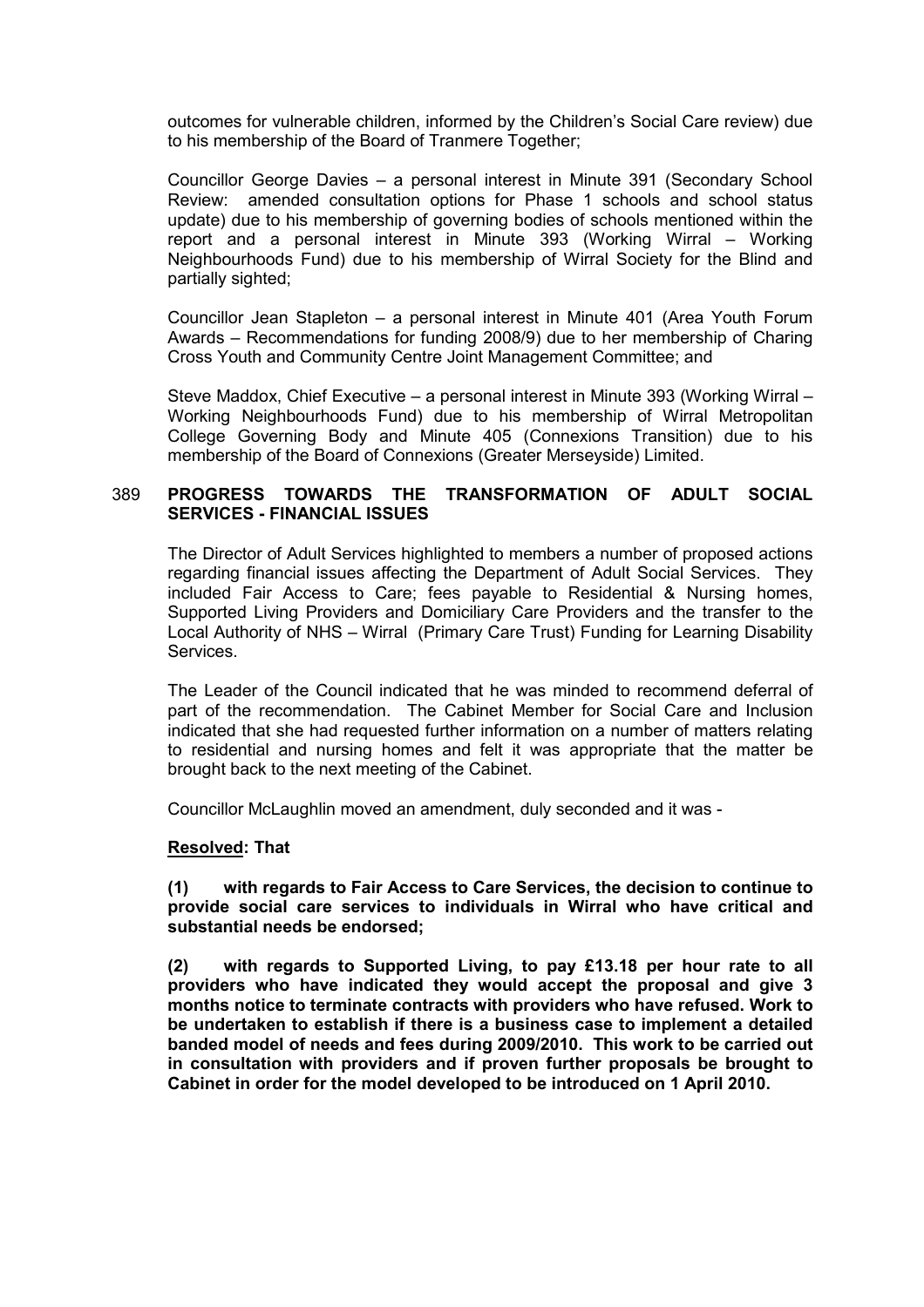outcomes for vulnerable children, informed by the Children's Social Care review) due to his membership of the Board of Tranmere Together;

Councillor George Davies – a personal interest in Minute 391 (Secondary School Review: amended consultation options for Phase 1 schools and school status update) due to his membership of governing bodies of schools mentioned within the report and a personal interest in Minute 393 (Working Wirral – Working Neighbourhoods Fund) due to his membership of Wirral Society for the Blind and partially sighted;

Councillor Jean Stapleton – a personal interest in Minute 401 (Area Youth Forum Awards – Recommendations for funding 2008/9) due to her membership of Charing Cross Youth and Community Centre Joint Management Committee; and

Steve Maddox, Chief Executive – a personal interest in Minute 393 (Working Wirral – Working Neighbourhoods Fund) due to his membership of Wirral Metropolitan College Governing Body and Minute 405 (Connexions Transition) due to his membership of the Board of Connexions (Greater Merseyside) Limited.

## 389 PROGRESS TOWARDS THE TRANSFORMATION OF ADULT SOCIAL SERVICES - FINANCIAL ISSUES

The Director of Adult Services highlighted to members a number of proposed actions regarding financial issues affecting the Department of Adult Social Services. They included Fair Access to Care; fees payable to Residential & Nursing homes, Supported Living Providers and Domiciliary Care Providers and the transfer to the Local Authority of NHS – Wirral (Primary Care Trust) Funding for Learning Disability Services.

The Leader of the Council indicated that he was minded to recommend deferral of part of the recommendation. The Cabinet Member for Social Care and Inclusion indicated that she had requested further information on a number of matters relating to residential and nursing homes and felt it was appropriate that the matter be brought back to the next meeting of the Cabinet.

Councillor McLaughlin moved an amendment, duly seconded and it was -

**<u>Resolved</u>: That**

**(1) with regards to Fair Access to Care Services, the decision to continue to provide social care services to individuals in Wirral who have critical and substantial needs be endorsed;**

**(2) with regards to Supported Living, to pay £13.18 per hour rate to all providers who have indicated they would accept the proposal and give 3 months notice to terminate contracts with providers who have refused. Work to be undertaken to establish if there is a business case to implement a detailed banded model of needs and fees during 2009/2010. This work to be carried out in consultation with providers and if proven further proposals be brought to Cabinet in order for the model developed to be introduced on 1 April 2010.**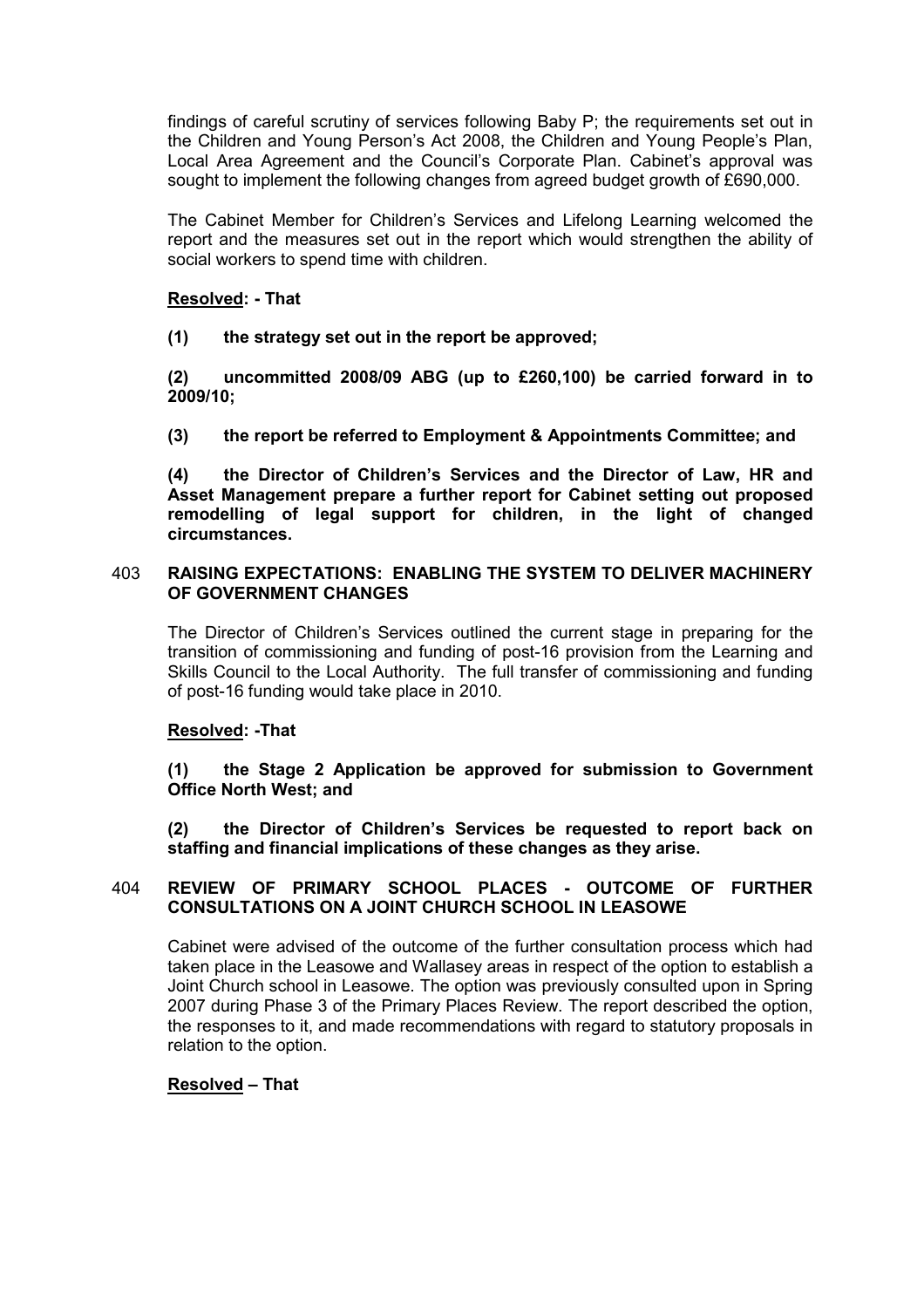findings of careful scrutiny of services following Baby P; the requirements set out in the Children and Young Person's Act 2008, the Children and Young People's Plan, Local Area Agreement and the Council's Corporate Plan. Cabinet's approval was sought to implement the following changes from agreed budget growth of £690,000.

The Cabinet Member for Children's Services and Lifelong Learning welcomed the report and the measures set out in the report which would strengthen the ability of social workers to spend time with children.

**Resolved: - That**

**(1) the strategy set out in the report be approved;**

**(2) uncommitted 2008/09 ABG (up to £260,100) be carried forward in to 2009/10;**

**(3) the report be referred to Employment & Appointments Committee; and**

**(4) the Director of Children's Services and the Director of Law, HR and Asset Management prepare a further report for Cabinet setting out proposed remodelling of legal support for children, in the light of changed circumstances.**

## 403 RAISING EXPECTATIONS: ENABLING THE SYSTEM TO DELIVER MACHINERY OF GOVERNMENT CHANGES

The Director of Children's Services outlined the current stage in preparing for the transition of commissioning and funding of post-16 provision from the Learning and Skills Council to the Local Authority. The full transfer of commissioning and funding of post-16 funding would take place in 2010.

**Resolved: -That**

**(1) the Stage 2 Application be approved for submission to Government Office North West; and**

**(2) the Director of Children's Services be requested to report back on staffing and financial implications of these changes as they arise.**

## 404 REVIEW OF PRIMARY SCHOOL PLACES - OUTCOME OF FURTHER CONSULTATIONS ON A JOINT CHURCH SCHOOL IN LEASOWE

Cabinet were advised of the outcome of the further consultation process which had taken place in the Leasowe and Wallasey areas in respect of the option to establish a Joint Church school in Leasowe. The option was previously consulted upon in Spring 2007 during Phase 3 of the Primary Places Review. The report described the option, the responses to it, and made recommendations with regard to statutory proposals in relation to the option.

**Resolved – That**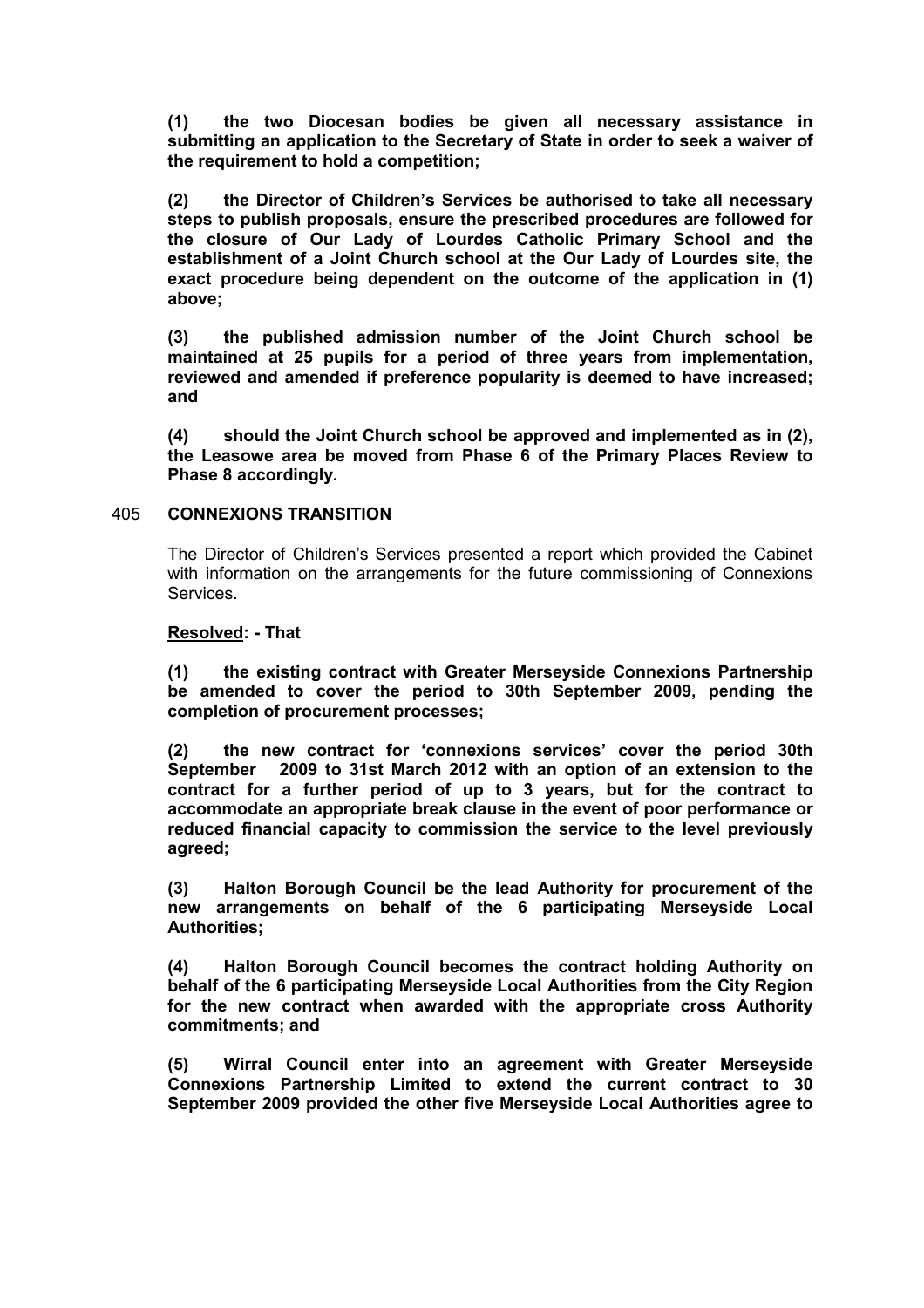**(1) the two Diocesan bodies be given all necessary assistance in submitting an application to the Secretary of State in order to seek a waiver of the requirement to hold a competition;**

**(2) the Director of Children's Services be authorised to take all necessary steps to publish proposals, ensure the prescribed procedures are followed for the closure of Our Lady of Lourdes Catholic Primary School and the establishment of a Joint Church school at the Our Lady of Lourdes site, the exact procedure being dependent on the outcome of the application in (1) above;**

**(3) the published admission number of the Joint Church school be maintained at 25 pupils for a period of three years from implementation, reviewed and amended if preference popularity is deemed to have increased; and**

**(4) should the Joint Church school be approved and implemented as in (2), the Leasowe area be moved from Phase 6 of the Primary Places Review to Phase 8 accordingly.**

## 405 CONNEXIONS TRANSITION

The Director of Children's Services presented a report which provided the Cabinet with information on the arrangements for the future commissioning of Connexions Services.

**Resolved: - That**

**(1) the existing contract with Greater Merseyside Connexions Partnership be amended to cover the period to 30th September 2009, pending the completion of procurement processes;**

**(2) the new contract for 'connexions services' cover the period 30th September 2009 to 31st March 2012 with an option of an extension to the contract for a further period of up to 3 years, but for the contract to accommodate an appropriate break clause in the event of poor performance or reduced financial capacity to commission the service to the level previously agreed;**

**(3) Halton Borough Council be the lead Authority for procurement of the new arrangements on behalf of the 6 participating Merseyside Local Authorities;**

**(4) Halton Borough Council becomes the contract holding Authority on behalf of the 6 participating Merseyside Local Authorities from the City Region for the new contract when awarded with the appropriate cross Authority commitments; and**

**(5) Wirral Council enter into an agreement with Greater Merseyside Connexions Partnership Limited to extend the current contract to 30 September 2009 provided the other five Merseyside Local Authorities agree to**